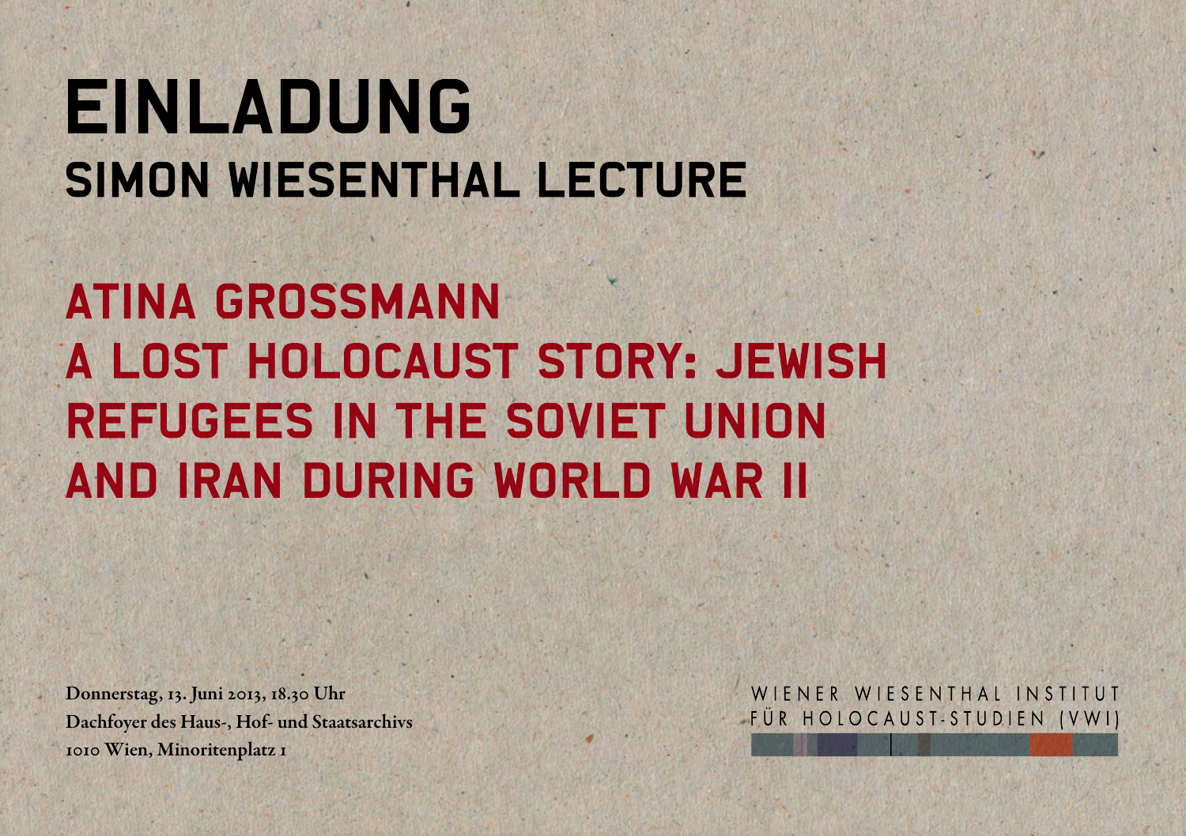# EINLADUNG

## SIMON WIESENTHAL LECTURE

## ATINA GROSSMANN

## A LOST HOLOCAUST STORY: JEWISH REFUGEES IN THE SOVIET UNION AND IRAN DURING WORLD WAR II

**Donnerstag, 13. Juni 2013, 18.30 Uhr**
**Dachfoyer des Haus-, Hof- und Staatsarchivs**
**1010 Wien, Minoritenplatz 1**

WIENER WIESENTHAL INSTITUT FÜR HOLOCAUST-STUDIEN (VWI)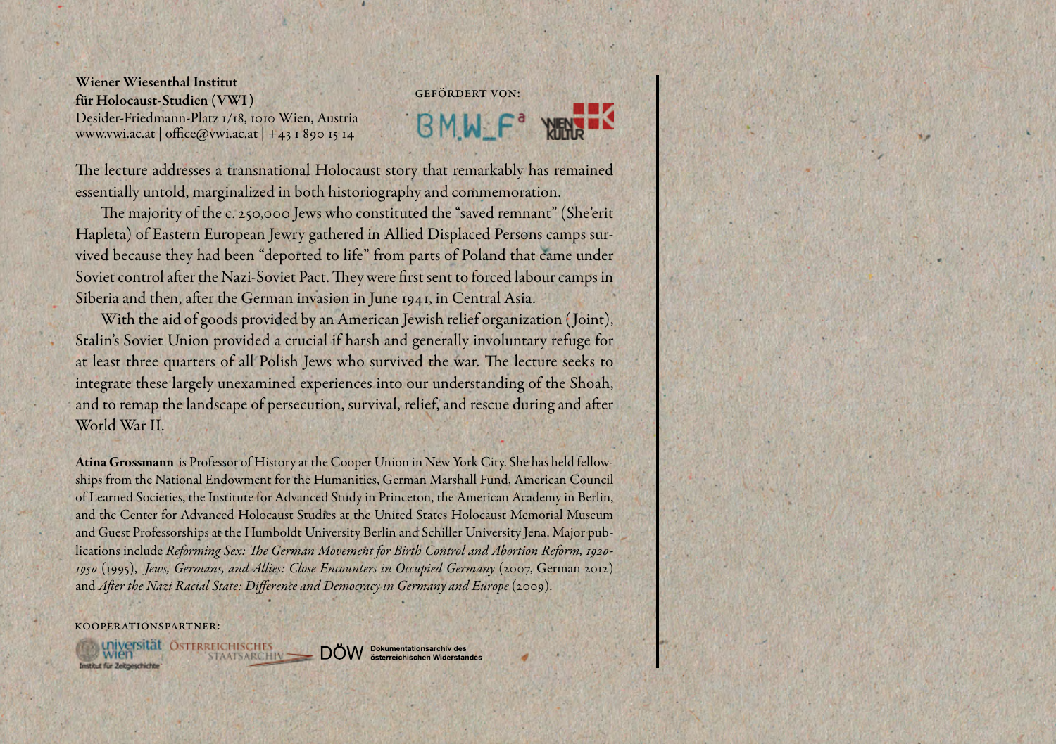**Wiener Wiesenthal Institut für Holocaust-Studien (VWI)**
Desider-Friedmann-Platz 1/18, 1010 Wien, Austria
www.vwi.ac.at | office@vwi.ac.at | +43 1 890 15 14

GEFÖRDERT VON:

BM.W_F[a] WIEN KULTUR

The lecture addresses a transnational Holocaust story that remarkably has remained essentially untold, marginalized in both historiography and commemoration.

The majority of the c. 250,000 Jews who constituted the "saved remnant" (She'erit Hapleta) of Eastern European Jewry gathered in Allied Displaced Persons camps survived because they had been "deported to life" from parts of Poland that came under Soviet control after the Nazi-Soviet Pact. They were first sent to forced labour camps in Siberia and then, after the German invasion in June 1941, in Central Asia.

With the aid of goods provided by an American Jewish relief organization (Joint), Stalin's Soviet Union provided a crucial if harsh and generally involuntary refuge for at least three quarters of all Polish Jews who survived the war. The lecture seeks to integrate these largely unexamined experiences into our understanding of the Shoah, and to remap the landscape of persecution, survival, relief, and rescue during and after World War II.

**Atina Grossmann** is Professor of History at the Cooper Union in New York City. She has held fellowships from the National Endowment for the Humanities, German Marshall Fund, American Council of Learned Societies, the Institute for Advanced Study in Princeton, the American Academy in Berlin, and the Center for Advanced Holocaust Studies at the United States Holocaust Memorial Museum and Guest Professorships at the Humboldt University Berlin and Schiller University Jena. Major publications include *Reforming Sex: The German Movement for Birth Control and Abortion Reform, 1920-1950* (1995), *Jews, Germans, and Allies: Close Encounters in Occupied Germany* (2007, German 2012) and *After the Nazi Racial State: Difference and Democracy in Germany and Europe* (2009).

KOOPERATIONSPARTNER:

Universität Wien Institut für Zeitgeschichte — Österreichisches Staatsarchiv — DÖW Dokumentationsarchiv des österreichischen Widerstandes